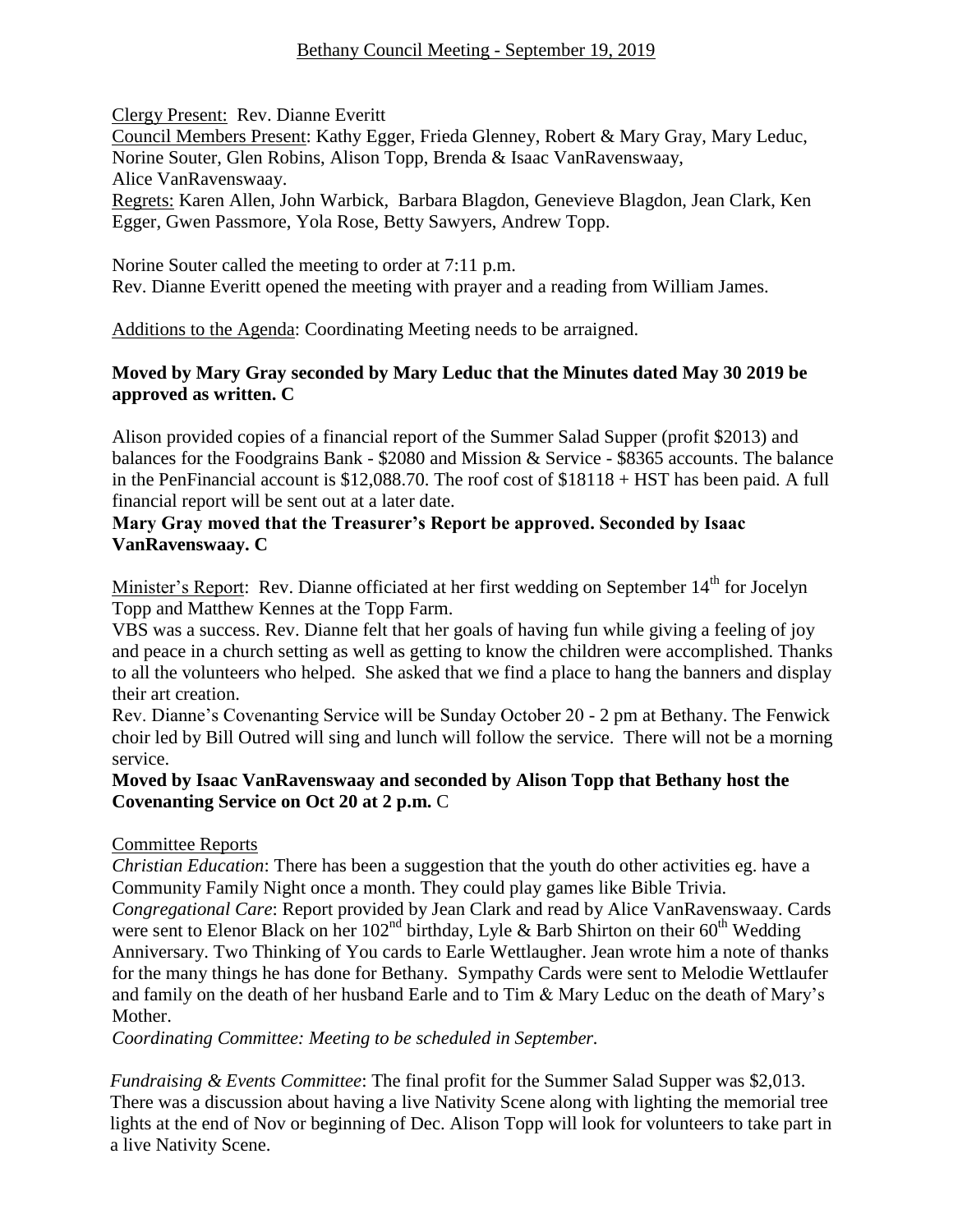# Bethany Council Meeting - September 19, 2019

Clergy Present: Rev. Dianne Everitt
Council Members Present: Kathy Egger, Frieda Glenney, Robert & Mary Gray, Mary Leduc, Norine Souter, Glen Robins, Alison Topp, Brenda & Isaac VanRavenswaay, Alice VanRavenswaay.
Regrets: Karen Allen, John Warbick, Barbara Blagdon, Genevieve Blagdon, Jean Clark, Ken Egger, Gwen Passmore, Yola Rose, Betty Sawyers, Andrew Topp.

Norine Souter called the meeting to order at 7:11 p.m.
Rev. Dianne Everitt opened the meeting with prayer and a reading from William James.

Additions to the Agenda: Coordinating Meeting needs to be arraigned.

**Moved by Mary Gray seconded by Mary Leduc that the Minutes dated May 30 2019 be approved as written. C**

Alison provided copies of a financial report of the Summer Salad Supper (profit $2013) and balances for the Foodgrains Bank - $2080 and Mission & Service - $8365 accounts. The balance in the PenFinancial account is $12,088.70. The roof cost of $18118 + HST has been paid. A full financial report will be sent out at a later date.

**Mary Gray moved that the Treasurer's Report be approved. Seconded by Isaac VanRavenswaay. C**

Minister's Report: Rev. Dianne officiated at her first wedding on September 14th for Jocelyn Topp and Matthew Kennes at the Topp Farm.

VBS was a success. Rev. Dianne felt that her goals of having fun while giving a feeling of joy and peace in a church setting as well as getting to know the children were accomplished. Thanks to all the volunteers who helped. She asked that we find a place to hang the banners and display their art creation.

Rev. Dianne's Covenanting Service will be Sunday October 20 - 2 pm at Bethany. The Fenwick choir led by Bill Outred will sing and lunch will follow the service. There will not be a morning service.

**Moved by Isaac VanRavenswaay and seconded by Alison Topp that Bethany host the Covenanting Service on Oct 20 at 2 p.m.** C

Committee Reports

*Christian Education*: There has been a suggestion that the youth do other activities eg. have a Community Family Night once a month. They could play games like Bible Trivia.

*Congregational Care*: Report provided by Jean Clark and read by Alice VanRavenswaay. Cards were sent to Elenor Black on her 102nd birthday, Lyle & Barb Shirton on their 60th Wedding Anniversary. Two Thinking of You cards to Earle Wettlaugher. Jean wrote him a note of thanks for the many things he has done for Bethany. Sympathy Cards were sent to Melodie Wettlaufer and family on the death of her husband Earle and to Tim & Mary Leduc on the death of Mary's Mother.

*Coordinating Committee: Meeting to be scheduled in September.*

*Fundraising & Events Committee*: The final profit for the Summer Salad Supper was $2,013. There was a discussion about having a live Nativity Scene along with lighting the memorial tree lights at the end of Nov or beginning of Dec. Alison Topp will look for volunteers to take part in a live Nativity Scene.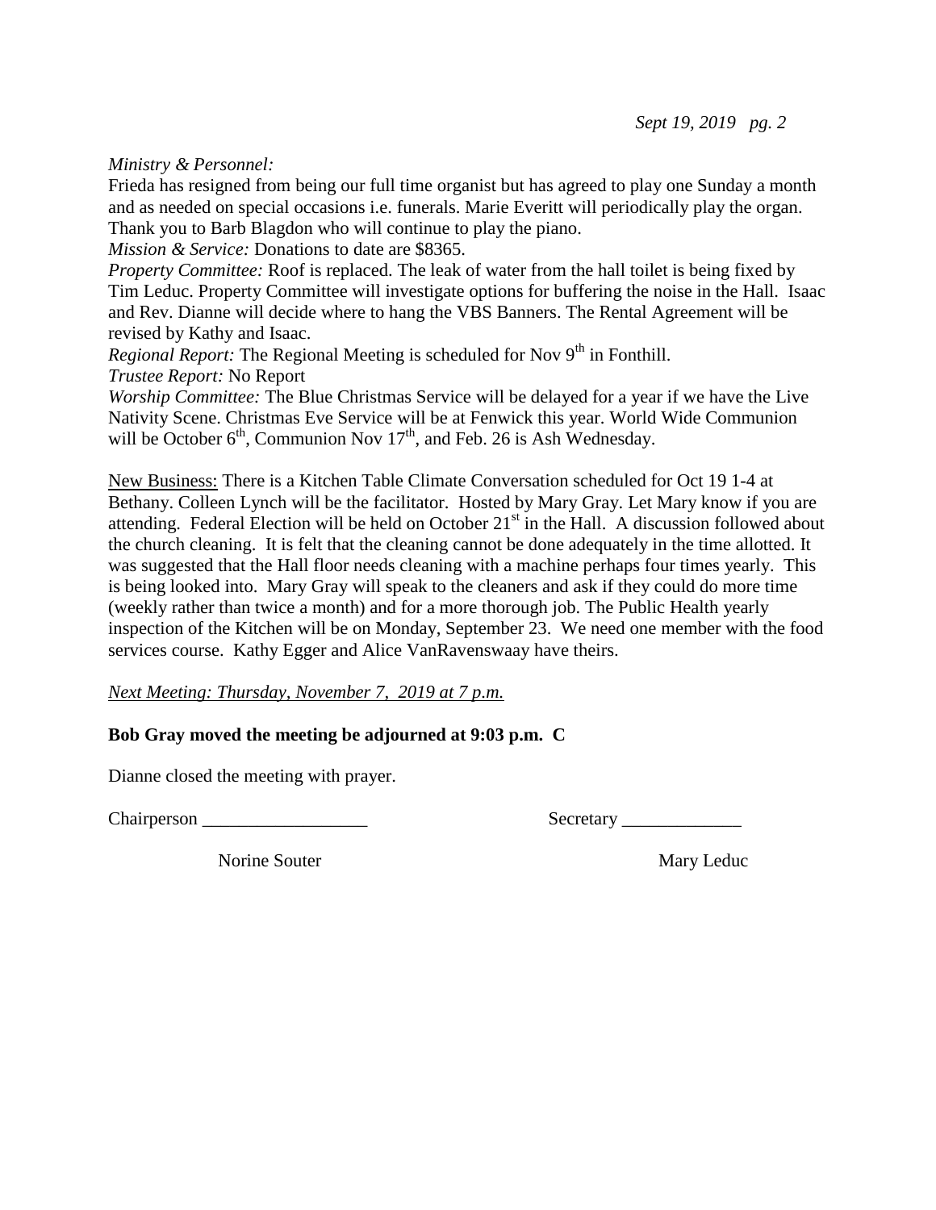*Ministry & Personnel:*
Frieda has resigned from being our full time organist but has agreed to play one Sunday a month and as needed on special occasions i.e. funerals. Marie Everitt will periodically play the organ. Thank you to Barb Blagdon who will continue to play the piano.
*Mission & Service:* Donations to date are $8365.
*Property Committee:* Roof is replaced. The leak of water from the hall toilet is being fixed by Tim Leduc. Property Committee will investigate options for buffering the noise in the Hall. Isaac and Rev. Dianne will decide where to hang the VBS Banners. The Rental Agreement will be revised by Kathy and Isaac.
*Regional Report:* The Regional Meeting is scheduled for Nov 9th in Fonthill.
*Trustee Report:* No Report
*Worship Committee:* The Blue Christmas Service will be delayed for a year if we have the Live Nativity Scene. Christmas Eve Service will be at Fenwick this year. World Wide Communion will be October 6th, Communion Nov 17th, and Feb. 26 is Ash Wednesday.

<u>New Business:</u> There is a Kitchen Table Climate Conversation scheduled for Oct 19 1-4 at Bethany. Colleen Lynch will be the facilitator. Hosted by Mary Gray. Let Mary know if you are attending. Federal Election will be held on October 21st in the Hall. A discussion followed about the church cleaning. It is felt that the cleaning cannot be done adequately in the time allotted. It was suggested that the Hall floor needs cleaning with a machine perhaps four times yearly. This is being looked into. Mary Gray will speak to the cleaners and ask if they could do more time (weekly rather than twice a month) and for a more thorough job. The Public Health yearly inspection of the Kitchen will be on Monday, September 23. We need one member with the food services course. Kathy Egger and Alice VanRavenswaay have theirs.

*<u>Next Meeting: Thursday, November 7, 2019 at 7 p.m.</u>*

**Bob Gray moved the meeting be adjourned at 9:03 p.m. C**

Dianne closed the meeting with prayer.

Chairperson __________________ Secretary _____________

Norine Souter Mary Leduc